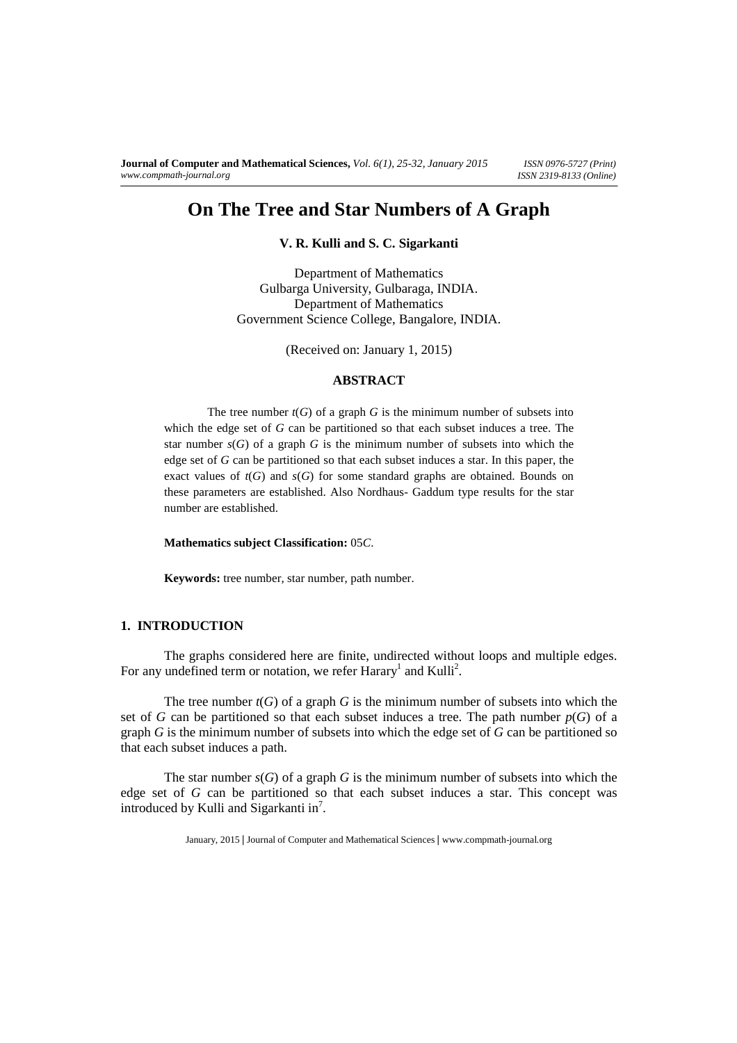# On The Tree and Star Numbers of A Graph

**V. R. Kulli and S. C. Sigarkanti**

Department of Mathematics
Gulbarga University, Gulbaraga, INDIA.
Department of Mathematics
Government Science College, Bangalore, INDIA.

(Received on: January 1, 2015)

## ABSTRACT

The tree number $t(G)$ of a graph $G$ is the minimum number of subsets into which the edge set of $G$ can be partitioned so that each subset induces a tree. The star number $s(G)$ of a graph $G$ is the minimum number of subsets into which the edge set of $G$ can be partitioned so that each subset induces a star. In this paper, the exact values of $t(G)$ and $s(G)$ for some standard graphs are obtained. Bounds on these parameters are established. Also Nordhaus- Gaddum type results for the star number are established.

**Mathematics subject Classification:** 05*C*.

**Keywords:** tree number, star number, path number.

## 1. INTRODUCTION

The graphs considered here are finite, undirected without loops and multiple edges. For any undefined term or notation, we refer Harary[1] and Kulli[2].

The tree number $t(G)$ of a graph $G$ is the minimum number of subsets into which the set of $G$ can be partitioned so that each subset induces a tree. The path number $p(G)$ of a graph $G$ is the minimum number of subsets into which the edge set of $G$ can be partitioned so that each subset induces a path.

The star number $s(G)$ of a graph $G$ is the minimum number of subsets into which the edge set of $G$ can be partitioned so that each subset induces a star. This concept was introduced by Kulli and Sigarkanti in[7].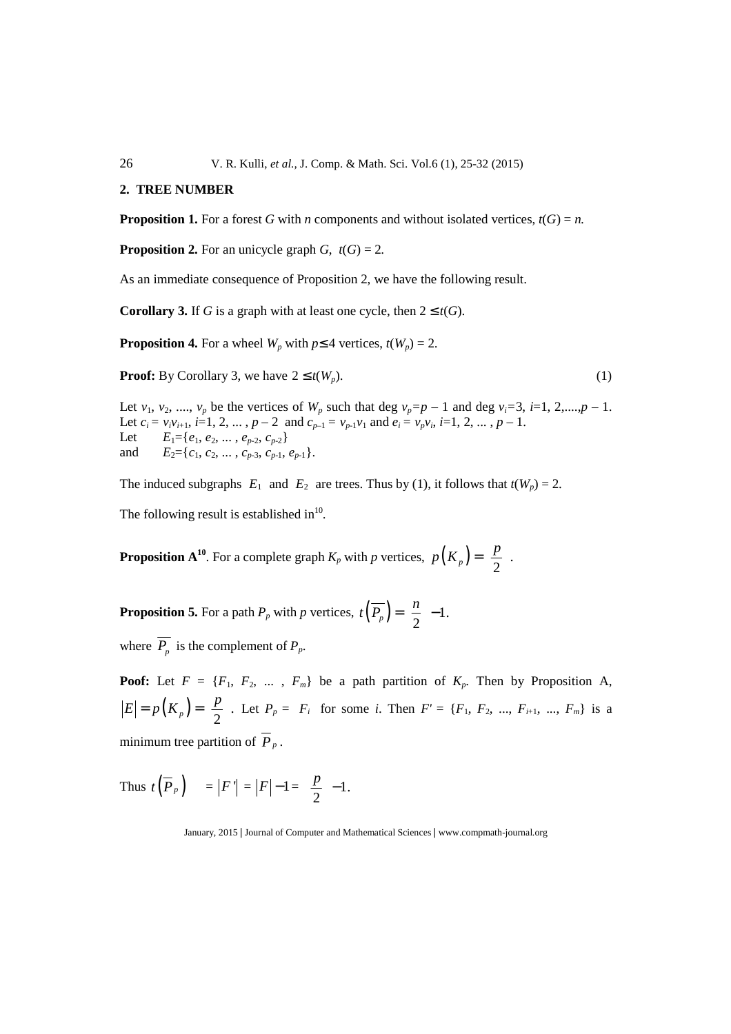## 2. TREE NUMBER

**Proposition 1.** For a forest $G$ with $n$ components and without isolated vertices, $t(G) = n$.

**Proposition 2.** For an unicycle graph $G$, $t(G) = 2$.

As an immediate consequence of Proposition 2, we have the following result.

**Corollary 3.** If $G$ is a graph with at least one cycle, then $2 \leq t(G)$.

**Proposition 4.** For a wheel $W_p$ with $p \leq 4$ vertices, $t(W_p) = 2$.

**Proof:** By Corollary 3, we have $2 \leq t(W_p)$. (1)

Let $v_1, v_2, \ldots, v_p$ be the vertices of $W_p$ such that deg $v_p = p - 1$ and deg $v_i = 3$, $i = 1, 2, \ldots, p - 1$. Let $c_i = v_i v_{i+1}$, $i = 1, 2, \ldots, p - 2$ and $c_{p-1} = v_{p-1} v_1$ and $e_i = v_p v_i$, $i = 1, 2, \ldots, p - 1$.
Let $E_1 = \{e_1, e_2, \ldots, e_{p-2}, c_{p-2}\}$
and $E_2 = \{c_1, c_2, \ldots, c_{p-3}, c_{p-1}, e_{p-1}\}$.

The induced subgraphs $\langle E_1 \rangle$ and $\langle E_2 \rangle$ are trees. Thus by (1), it follows that $t(W_p) = 2$.

The following result is established in[10].

**Proposition A[10].** For a complete graph $K_p$ with $p$ vertices, $p(K_p) = \left\lceil \frac{p}{2} \right\rceil$.

**Proposition 5.** For a path $P_p$ with $p$ vertices, $t\left(\overline{P_p}\right) = \left\lceil \frac{n}{2} \right\rceil - 1$.

where $\overline{P_p}$ is the complement of $P_p$.

**Poof:** Let $F = \{F_1, F_2, \ldots, F_m\}$ be a path partition of $K_p$. Then by Proposition A, $|E| = p(K_p) = \left\lceil \frac{p}{2} \right\rceil$. Let $P_p = F_i$ for some $i$. Then $F' = \{F_1, F_2, \ldots, F_{i+1}, \ldots, F_m\}$ is a minimum tree partition of $\overline{P}_p$.

Thus $t\left(\overline{P}_p\right) = |F'| = |F| - 1 = \left\lceil \frac{p}{2} \right\rceil - 1$.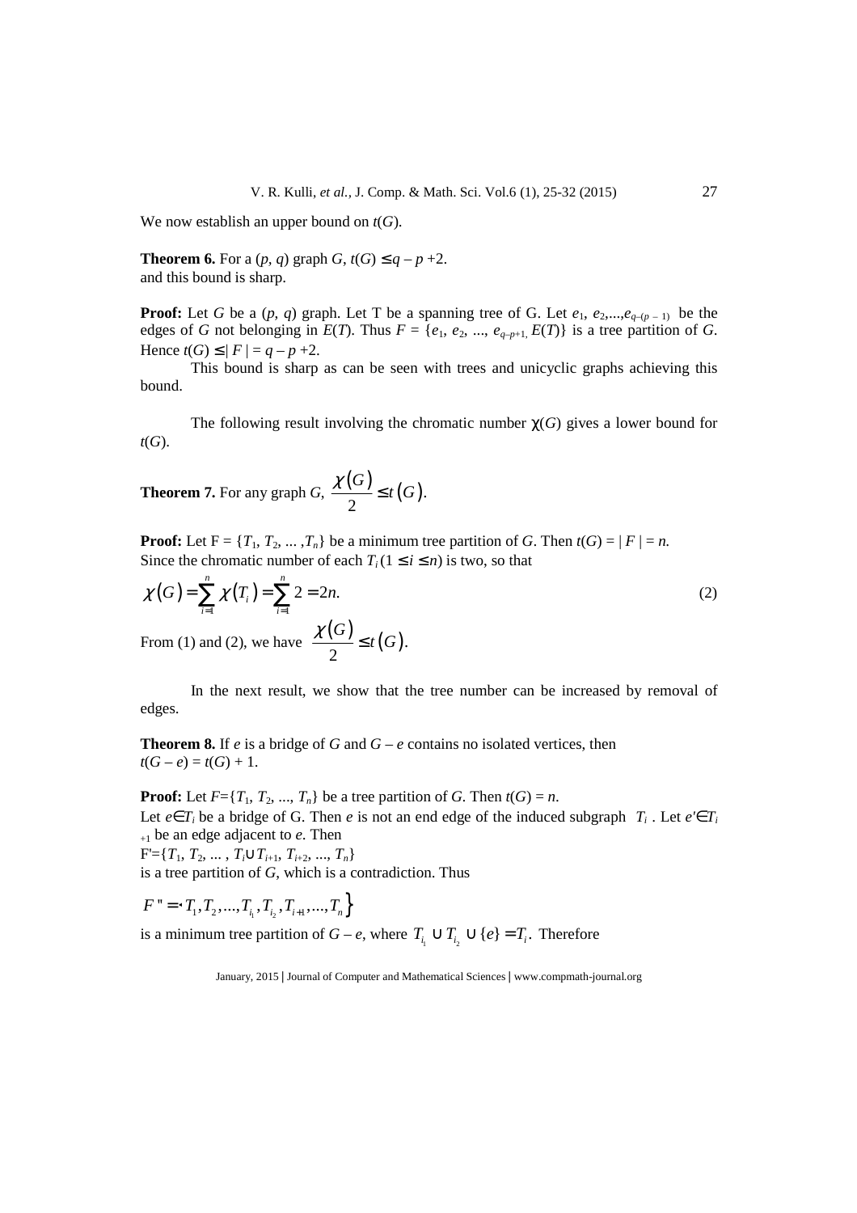We now establish an upper bound on $t(G)$.

**Theorem 6.** For a $(p, q)$ graph $G$, $t(G) \leq q - p + 2$.
and this bound is sharp.

**Proof:** Let $G$ be a $(p, q)$ graph. Let T be a spanning tree of G. Let $e_1, e_2, ..., e_{q-(p-1)}$ be the edges of $G$ not belonging in $E(T)$. Thus $F = \{e_1, e_2, ..., e_{q-p+1}, E(T)\}$ is a tree partition of $G$. Hence $t(G) \leq |F| = q - p + 2$.

This bound is sharp as can be seen with trees and unicyclic graphs achieving this bound.

The following result involving the chromatic number $\chi(G)$ gives a lower bound for $t(G)$.

**Theorem 7.** For any graph $G$, $\frac{\chi(G)}{2} \leq t(G)$.

**Proof:** Let $F = \{T_1, T_2, ..., T_n\}$ be a minimum tree partition of $G$. Then $t(G) = |F| = n$.
Since the chromatic number of each $T_i$ $(1 \leq i \leq n)$ is two, so that

$$\chi(G) = \sum_{i=1}^{n} \chi(T_i) = \sum_{i=1}^{n} 2 = 2n. \tag{2}$$

From (1) and (2), we have $\frac{\chi(G)}{2} \leq t(G)$.

In the next result, we show that the tree number can be increased by removal of edges.

**Theorem 8.** If $e$ is a bridge of $G$ and $G - e$ contains no isolated vertices, then
$t(G - e) = t(G) + 1$.

**Proof:** Let $F=\{T_1, T_2, ..., T_n\}$ be a tree partition of $G$. Then $t(G) = n$.
Let $e \in T_i$ be a bridge of G. Then $e$ is not an end edge of the induced subgraph $\langle T_i \rangle$. Let $e' \in T_{i+1}$ be an edge adjacent to $e$. Then
$F' = \{T_1, T_2, ..., T_i \cup T_{i+1}, T_{i+2}, ..., T_n\}$
is a tree partition of $G$, which is a contradiction. Thus

$$F'' = \{T_1, T_2, ..., T_{i_1}, T_{i_2}, T_{i+1}, ..., T_n\}$$

is a minimum tree partition of $G - e$, where $T_{i_1} \cup T_{i_2} \cup \{e\} = T_i$. Therefore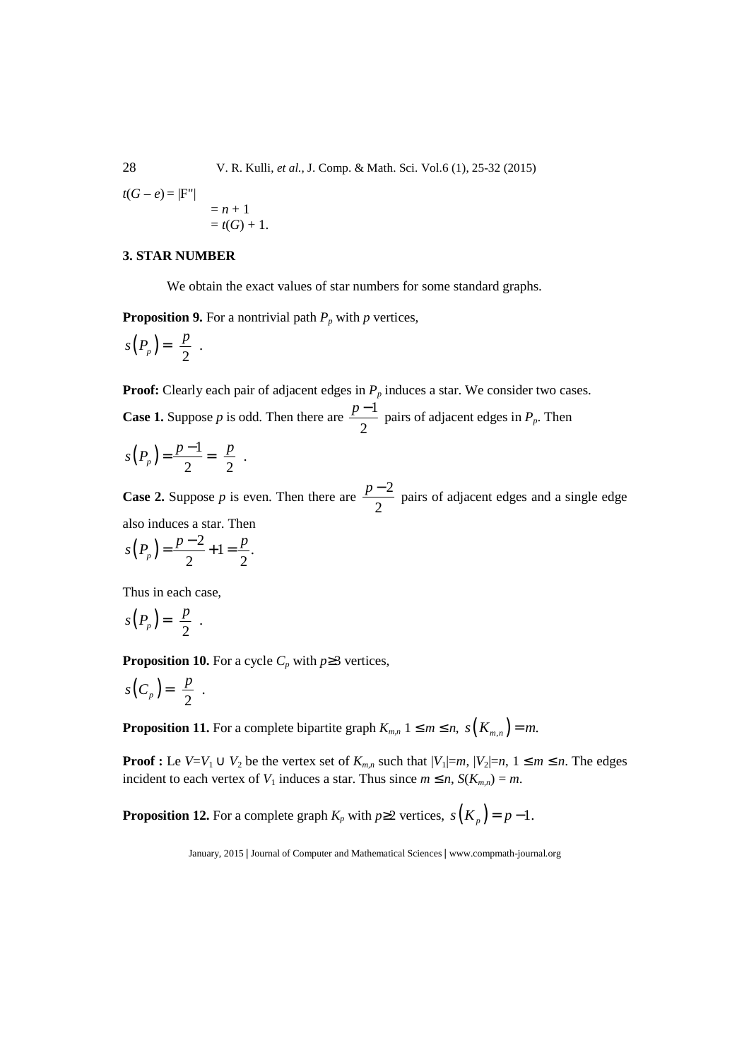$$t(G-e) = |F''|$$
$$= n + 1$$
$$= t(G) + 1.$$

## 3. STAR NUMBER

We obtain the exact values of star numbers for some standard graphs.

**Proposition 9.** For a nontrivial path $P_p$ with $p$ vertices,

$$s(P_p) = \frac{p}{2} .$$

**Proof:** Clearly each pair of adjacent edges in $P_p$ induces a star. We consider two cases.

**Case 1.** Suppose $p$ is odd. Then there are $\frac{p-1}{2}$ pairs of adjacent edges in $P_p$. Then

$$s(P_p) = \frac{p-1}{2} = \frac{p}{2} .$$

**Case 2.** Suppose $p$ is even. Then there are $\frac{p-2}{2}$ pairs of adjacent edges and a single edge also induces a star. Then

$$s(P_p) = \frac{p-2}{2} + 1 = \frac{p}{2}.$$

Thus in each case,

$$s(P_p) = \frac{p}{2} .$$

**Proposition 10.** For a cycle $C_p$ with $p \geq 3$ vertices,

$$s(C_p) = \frac{p}{2} .$$

**Proposition 11.** For a complete bipartite graph $K_{m,n}$ $1 \leq m \leq n$, $s(K_{m,n}) = m.$

**Proof :** Le $V = V_1 \cup V_2$ be the vertex set of $K_{m,n}$ such that $|V_1| = m$, $|V_2| = n$, $1 \leq m \leq n$. The edges incident to each vertex of $V_1$ induces a star. Thus since $m \leq n$, $S(K_{m,n}) = m$.

**Proposition 12.** For a complete graph $K_p$ with $p \geq 2$ vertices, $s(K_p) = p - 1.$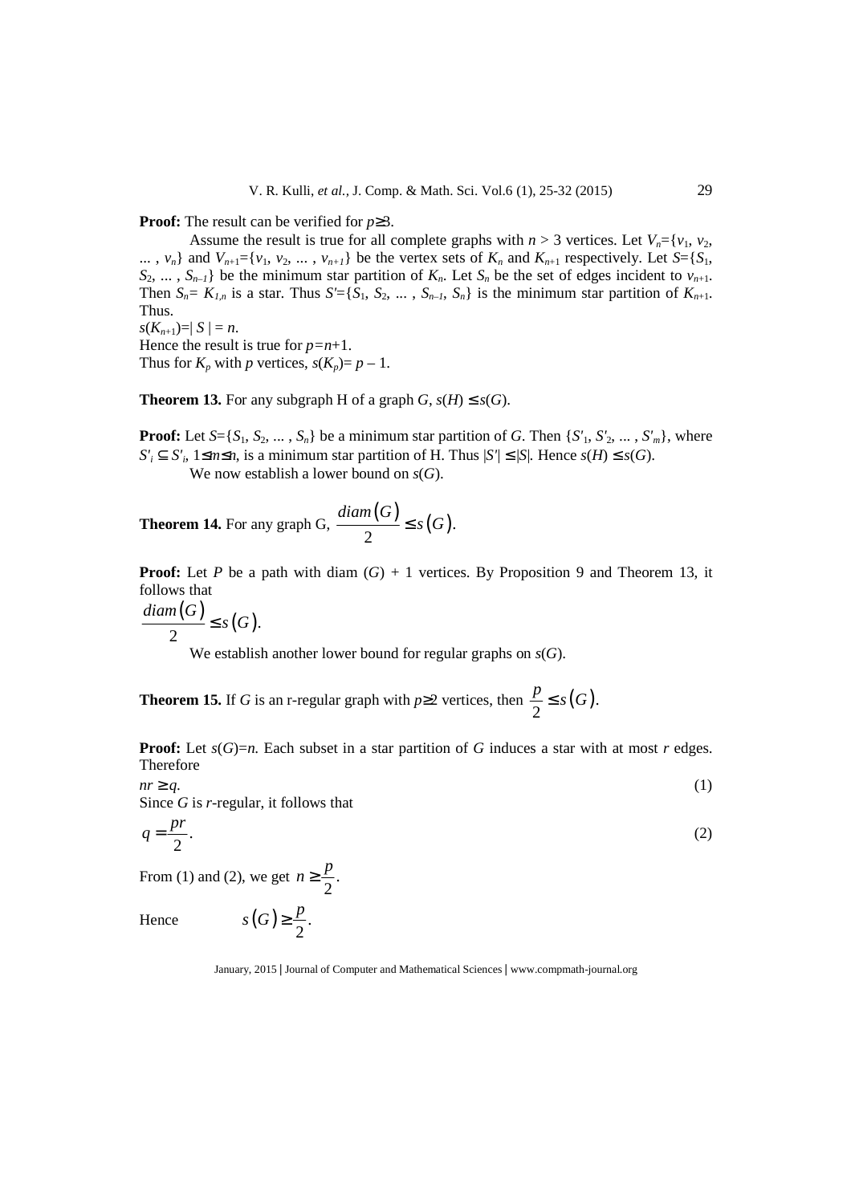**Proof:** The result can be verified for $p\geq 3$.

Assume the result is true for all complete graphs with $n > 3$ vertices. Let $V_n=\{v_1, v_2, \ldots, v_n\}$ and $V_{n+1}=\{v_1, v_2, \ldots, v_{n+1}\}$ be the vertex sets of $K_n$ and $K_{n+1}$ respectively. Let $S=\{S_1, S_2, \ldots, S_{n-1}\}$ be the minimum star partition of $K_n$. Let $S_n$ be the set of edges incident to $v_{n+1}$. Then $S_n= K_{1,n}$ is a star. Thus $S'=\{S_1, S_2, \ldots, S_{n-1}, S_n\}$ is the minimum star partition of $K_{n+1}$. Thus.

$s(K_{n+1})=| S | = n$.

Hence the result is true for $p=n+1$.

Thus for $K_p$ with $p$ vertices, $s(K_p)= p - 1$.

**Theorem 13.** For any subgraph H of a graph $G$, $s(H) \leq s(G)$.

**Proof:** Let $S=\{S_1, S_2, \ldots, S_n\}$ be a minimum star partition of $G$. Then $\{S'_1, S'_2, \ldots, S'_m\}$, where $S'_i \subseteq S'_i$, $1\leq m\leq n$, is a minimum star partition of H. Thus $|S'| \leq |S|$. Hence $s(H) \leq s(G)$.

We now establish a lower bound on $s(G)$.

**Theorem 14.** For any graph G, $\dfrac{diam(G)}{2} \leq s(G)$.

**Proof:** Let $P$ be a path with diam $(G) + 1$ vertices. By Proposition 9 and Theorem 13, it follows that

$$\frac{diam(G)}{2} \leq s(G).$$

We establish another lower bound for regular graphs on $s(G)$.

**Theorem 15.** If $G$ is an r-regular graph with $p\geq 2$ vertices, then $\dfrac{p}{2} \leq s(G)$.

**Proof:** Let $s(G)=n$. Each subset in a star partition of $G$ induces a star with at most $r$ edges. Therefore

$$nr \geq q. \tag{1}$$

Since $G$ is $r$-regular, it follows that

$$q = \frac{pr}{2}. \tag{2}$$

From (1) and (2), we get $n \geq \dfrac{p}{2}$.

Hence $\qquad s(G) \geq \dfrac{p}{2}$.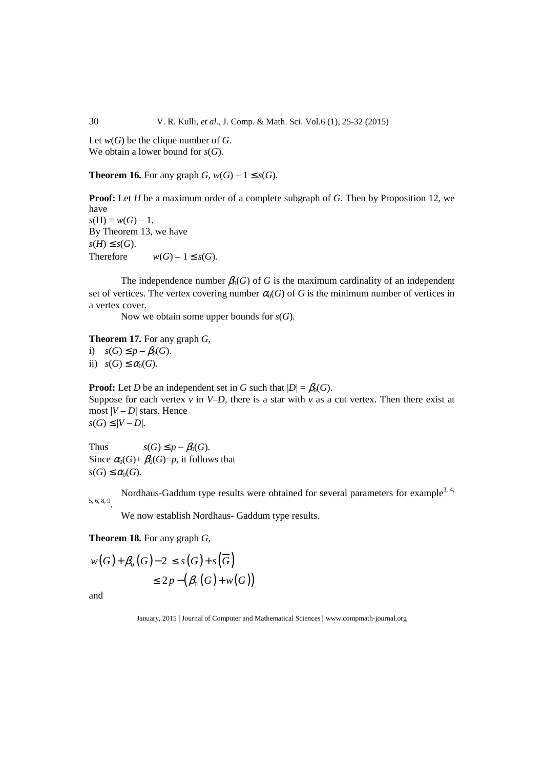Let $w(G)$ be the clique number of $G$.
We obtain a lower bound for $s(G)$.

**Theorem 16.** For any graph $G$, $w(G) - 1 \leq s(G)$.

**Proof:** Let $H$ be a maximum order of a complete subgraph of $G$. Then by Proposition 12, we have
$s(H) = w(G) - 1$.
By Theorem 13, we have
$s(H) \leq s(G)$.
Therefore $\quad w(G) - 1 \leq s(G)$.

The independence number $\beta_0(G)$ of $G$ is the maximum cardinality of an independent set of vertices. The vertex covering number $\alpha_0(G)$ of $G$ is the minimum number of vertices in a vertex cover.

Now we obtain some upper bounds for $s(G)$.

**Theorem 17.** For any graph $G$,

i) $s(G) \leq p - \beta_0(G)$.

ii) $s(G) \leq \alpha_0(G)$.

**Proof:** Let $D$ be an independent set in $G$ such that $|D| = \beta_0(G)$.
Suppose for each vertex $v$ in $V–D$, there is a star with $v$ as a cut vertex. Then there exist at most $|V – D|$ stars. Hence
$s(G) \leq |V – D|$.

Thus $\quad s(G) \leq p - \beta_0(G)$.
Since $\alpha_0(G) + \beta_0(G) = p$, it follows that
$s(G) \leq \alpha_0(G)$.

Nordhaus-Gaddum type results were obtained for several parameters for example[3, 4, 5, 6, 8, 9].

We now establish Nordhaus- Gaddum type results.

**Theorem 18.** For any graph $G$,

$$w(G) + \beta_0(G) - 2 \leq s(G) + s(\overline{G}) \leq 2p - (\beta_0(G) + w(G))$$

and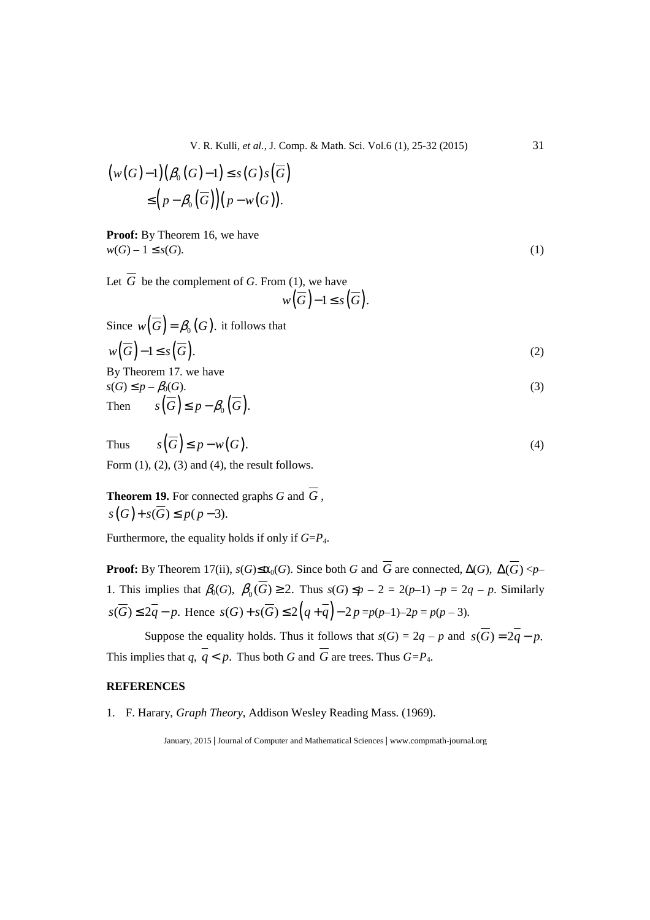$$\left(w(G)-1\right)\left(\beta_0(G)-1\right) \leq s(G)\,s\left(\overline{G}\right)$$
$$\leq \left(p-\beta_0\left(\overline{G}\right)\right)\left(p-w(G)\right).$$

**Proof:** By Theorem 16, we have
$w(G) - 1 \leq s(G)$. (1)

Let $\overline{G}$ be the complement of $G$. From (1), we have

$$w\left(\overline{G}\right)-1 \leq s\left(\overline{G}\right).$$

Since $w\left(\overline{G}\right)=\beta_0(G)$. it follows that

$w\left(\overline{G}\right)-1 \leq s\left(\overline{G}\right)$. (2)

By Theorem 17. we have
$s(G) \leq p - \beta_0(G)$. (3)

Then $\quad s\left(\overline{G}\right) \leq p-\beta_0\left(\overline{G}\right)$.

Thus $\quad s\left(\overline{G}\right) \leq p-w(G)$. (4)

Form (1), (2), (3) and (4), the result follows.

**Theorem 19.** For connected graphs $G$ and $\overline{G}$,
$s(G)+s(\overline{G}) \leq p(p-3)$.

Furthermore, the equality holds if only if $G=P_4$.

**Proof:** By Theorem 17(ii), $s(G)\leq\alpha_0(G)$. Since both $G$ and $\overline{G}$ are connected, $\Delta(G)$, $\Delta(\overline{G}) < p-1$. This implies that $\beta_0(G)$, $\beta_0(\overline{G}) \geq 2$. Thus $s(G) \leq p - 2 = 2(p-1) - p = 2q - p$. Similarly $s(\overline{G}) \leq 2\overline{q} - p$. Hence $s(G)+s(\overline{G}) \leq 2\left(q+\overline{q}\right)-2p = p(p-1)-2p = p(p-3)$.

Suppose the equality holds. Thus it follows that $s(G) = 2q - p$ and $s(\overline{G}) = 2\overline{q} - p$. This implies that $q$, $\overline{q} < p$. Thus both $G$ and $\overline{G}$ are trees. Thus $G=P_4$.

## REFERENCES

1. F. Harary, *Graph Theory*, Addison Wesley Reading Mass. (1969).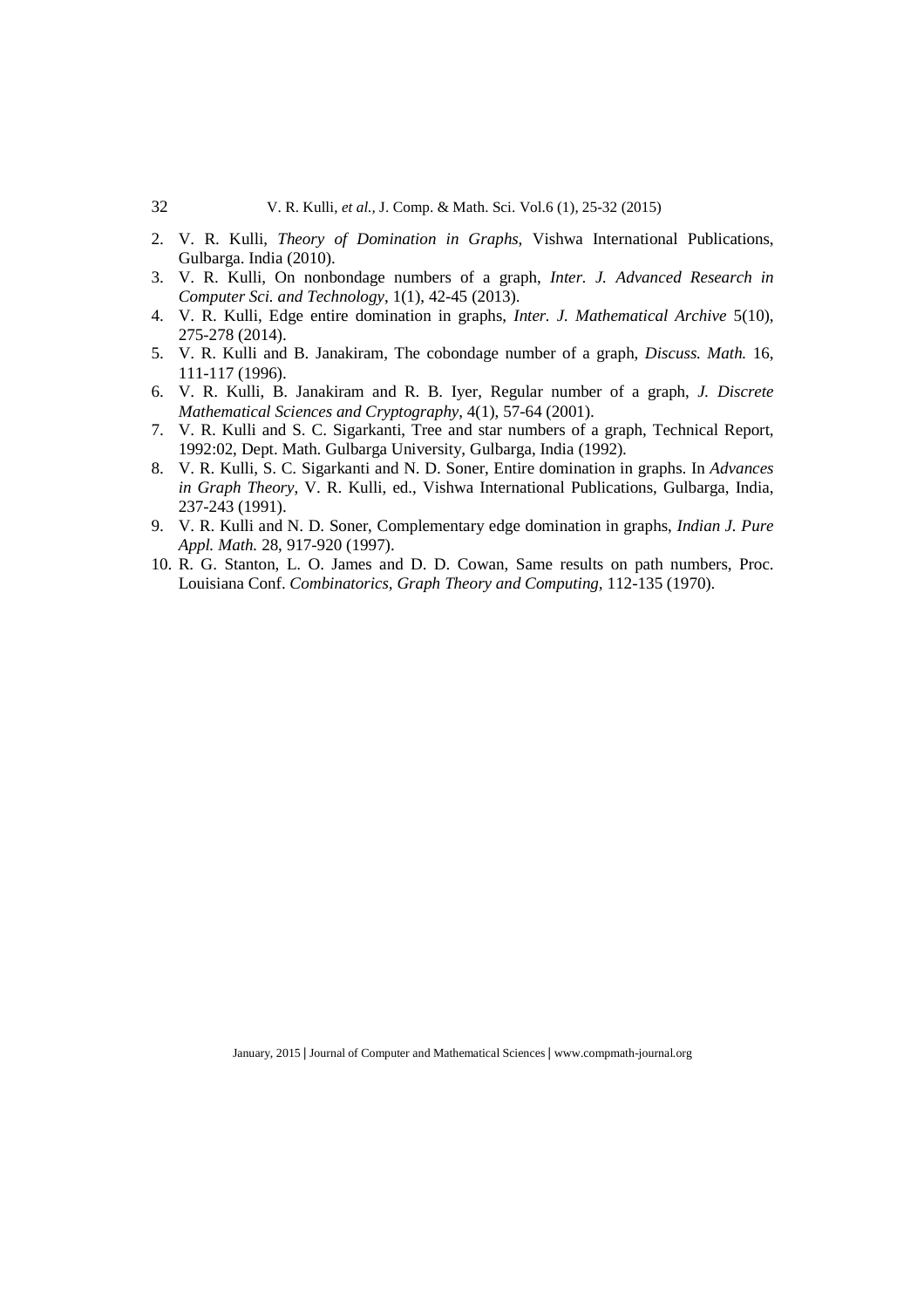2. V. R. Kulli, *Theory of Domination in Graphs*, Vishwa International Publications, Gulbarga. India (2010).
3. V. R. Kulli, On nonbondage numbers of a graph, *Inter. J. Advanced Research in Computer Sci. and Technology*, 1(1), 42-45 (2013).
4. V. R. Kulli, Edge entire domination in graphs, *Inter. J. Mathematical Archive* 5(10), 275-278 (2014).
5. V. R. Kulli and B. Janakiram, The cobondage number of a graph, *Discuss. Math.* 16, 111-117 (1996).
6. V. R. Kulli, B. Janakiram and R. B. Iyer, Regular number of a graph, *J. Discrete Mathematical Sciences and Cryptography*, 4(1), 57-64 (2001).
7. V. R. Kulli and S. C. Sigarkanti, Tree and star numbers of a graph, Technical Report, 1992:02, Dept. Math. Gulbarga University, Gulbarga, India (1992).
8. V. R. Kulli, S. C. Sigarkanti and N. D. Soner, Entire domination in graphs. In *Advances in Graph Theory*, V. R. Kulli, ed., Vishwa International Publications, Gulbarga, India, 237-243 (1991).
9. V. R. Kulli and N. D. Soner, Complementary edge domination in graphs, *Indian J. Pure Appl. Math.* 28, 917-920 (1997).
10. R. G. Stanton, L. O. James and D. D. Cowan, Same results on path numbers, Proc. Louisiana Conf. *Combinatorics, Graph Theory and Computing*, 112-135 (1970).